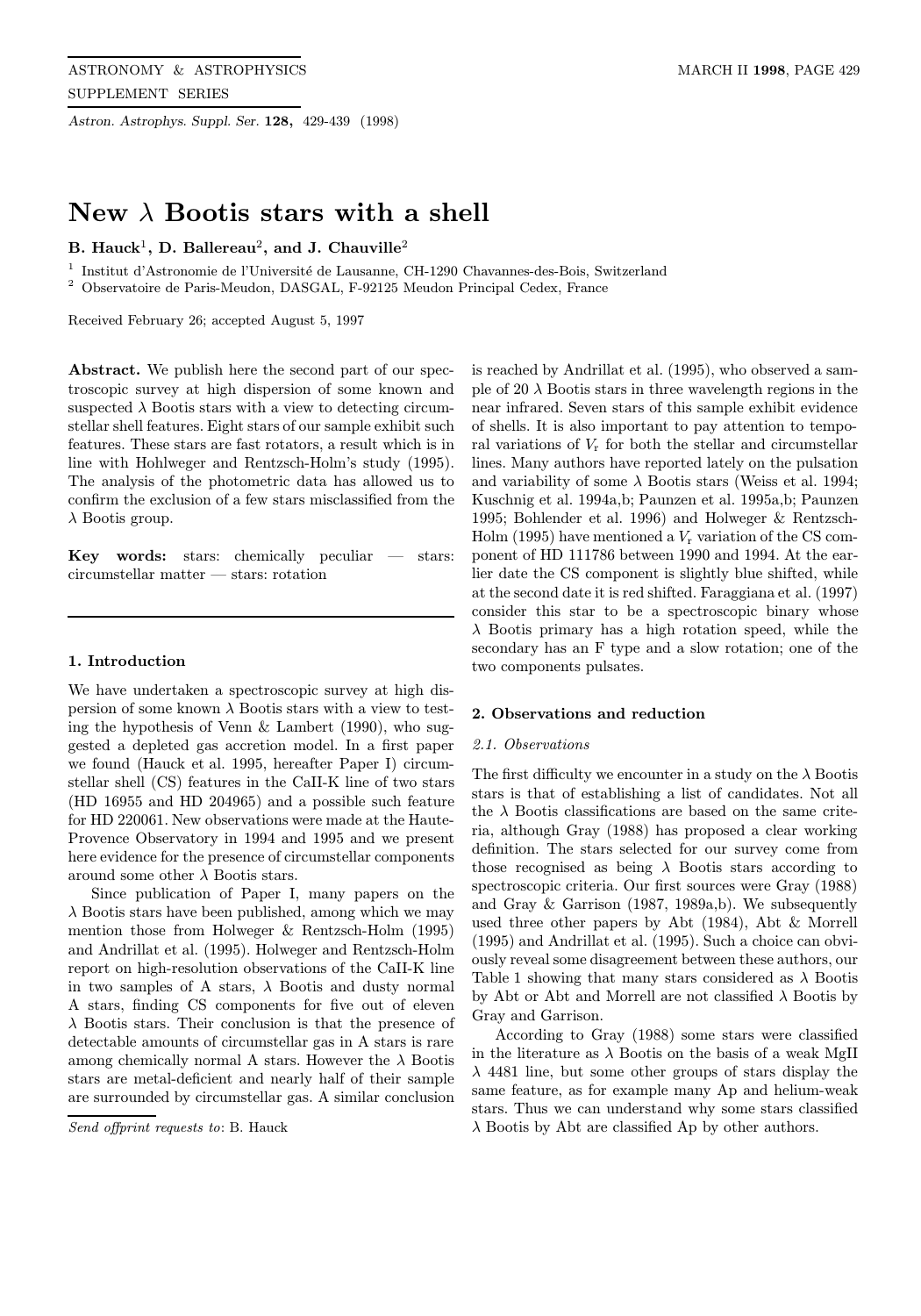# New $\lambda$ Bootis stars with a shell

**B. Hauck[1], D. Ballereau[2], and J. Chauville[2]**

[1] Institut d'Astronomie de l'Université de Lausanne, CH-1290 Chavannes-des-Bois, Switzerland
[2] Observatoire de Paris-Meudon, DASGAL, F-92125 Meudon Principal Cedex, France

Received February 26; accepted August 5, 1997

**Abstract.** We publish here the second part of our spectroscopic survey at high dispersion of some known and suspected $\lambda$ Bootis stars with a view to detecting circumstellar shell features. Eight stars of our sample exhibit such features. These stars are fast rotators, a result which is in line with Hohlweger and Rentzsch-Holm's study (1995). The analysis of the photometric data has allowed us to confirm the exclusion of a few stars misclassified from the $\lambda$ Bootis group.

**Key words:** stars: chemically peculiar — stars: circumstellar matter — stars: rotation

## 1. Introduction

We have undertaken a spectroscopic survey at high dispersion of some known $\lambda$ Bootis stars with a view to testing the hypothesis of Venn & Lambert (1990), who suggested a depleted gas accretion model. In a first paper we found (Hauck et al. 1995, hereafter Paper I) circumstellar shell (CS) features in the CaII-K line of two stars (HD 16955 and HD 204965) and a possible such feature for HD 220061. New observations were made at the Haute-Provence Observatory in 1994 and 1995 and we present here evidence for the presence of circumstellar components around some other $\lambda$ Bootis stars.

Since publication of Paper I, many papers on the $\lambda$ Bootis stars have been published, among which we may mention those from Holweger & Rentzsch-Holm (1995) and Andrillat et al. (1995). Holweger and Rentzsch-Holm report on high-resolution observations of the CaII-K line in two samples of A stars, $\lambda$ Bootis and dusty normal A stars, finding CS components for five out of eleven $\lambda$ Bootis stars. Their conclusion is that the presence of detectable amounts of circumstellar gas in A stars is rare among chemically normal A stars. However the $\lambda$ Bootis stars are metal-deficient and nearly half of their sample are surrounded by circumstellar gas. A similar conclusion is reached by Andrillat et al. (1995), who observed a sample of 20 $\lambda$ Bootis stars in three wavelength regions in the near infrared. Seven stars of this sample exhibit evidence of shells. It is also important to pay attention to temporal variations of $V_{\rm r}$ for both the stellar and circumstellar lines. Many authors have reported lately on the pulsation and variability of some $\lambda$ Bootis stars (Weiss et al. 1994; Kuschnig et al. 1994a,b; Paunzen et al. 1995a,b; Paunzen 1995; Bohlender et al. 1996) and Holweger & Rentzsch-Holm (1995) have mentioned a $V_{\rm r}$ variation of the CS component of HD 111786 between 1990 and 1994. At the earlier date the CS component is slightly blue shifted, while at the second date it is red shifted. Faraggiana et al. (1997) consider this star to be a spectroscopic binary whose $\lambda$ Bootis primary has a high rotation speed, while the secondary has an F type and a slow rotation; one of the two components pulsates.

*Send offprint requests to*: B. Hauck

## 2. Observations and reduction

### *2.1. Observations*

The first difficulty we encounter in a study on the $\lambda$ Bootis stars is that of establishing a list of candidates. Not all the $\lambda$ Bootis classifications are based on the same criteria, although Gray (1988) has proposed a clear working definition. The stars selected for our survey come from those recognised as being $\lambda$ Bootis stars according to spectroscopic criteria. Our first sources were Gray (1988) and Gray & Garrison (1987, 1989a,b). We subsequently used three other papers by Abt (1984), Abt & Morrell (1995) and Andrillat et al. (1995). Such a choice can obviously reveal some disagreement between these authors, our Table 1 showing that many stars considered as $\lambda$ Bootis by Abt or Abt and Morrell are not classified $\lambda$ Bootis by Gray and Garrison.

According to Gray (1988) some stars were classified in the literature as $\lambda$ Bootis on the basis of a weak MgII $\lambda$ 4481 line, but some other groups of stars display the same feature, as for example many Ap and helium-weak stars. Thus we can understand why some stars classified $\lambda$ Bootis by Abt are classified Ap by other authors.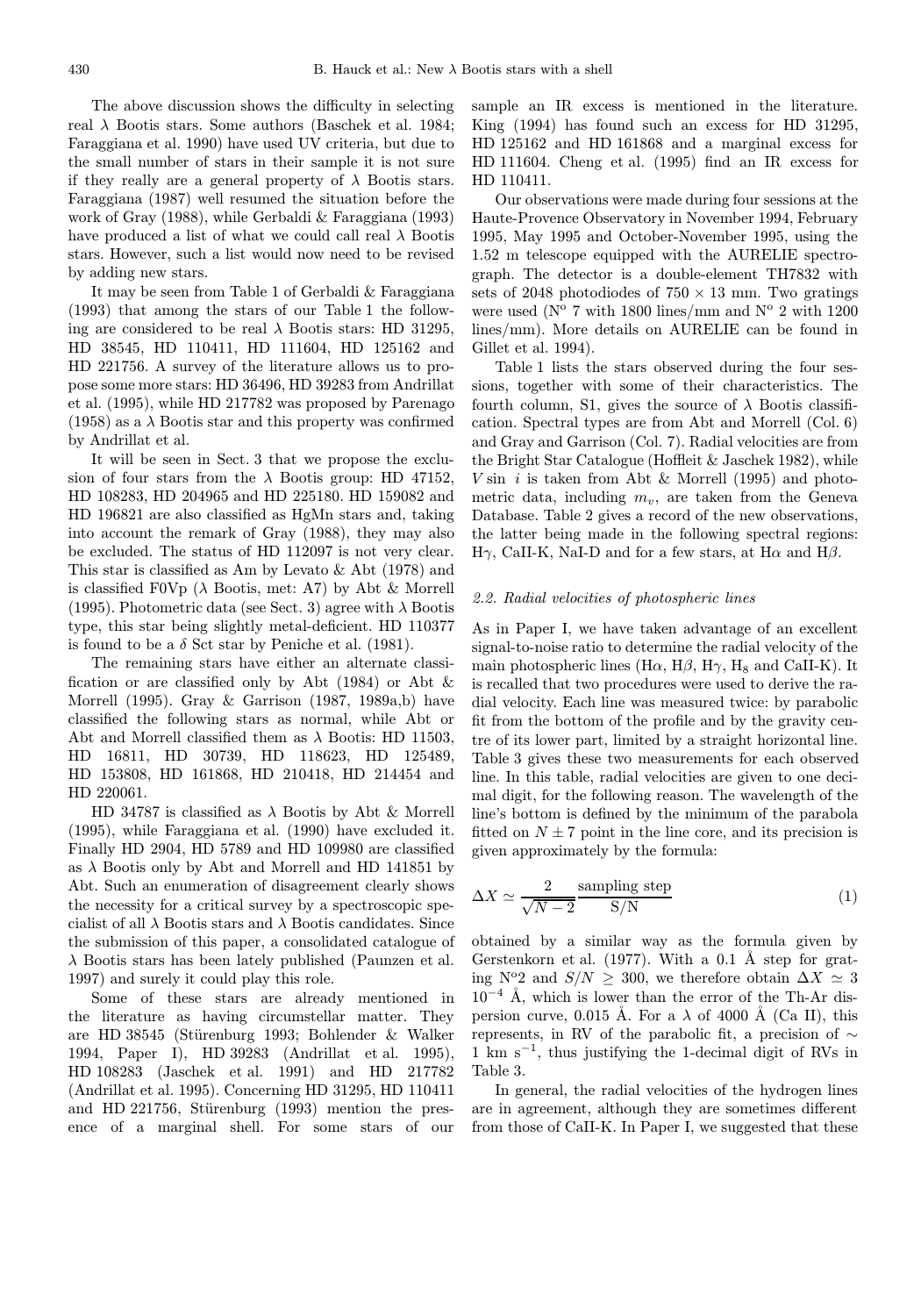The above discussion shows the difficulty in selecting real $\lambda$ Bootis stars. Some authors (Baschek et al. 1984; Faraggiana et al. 1990) have used UV criteria, but due to the small number of stars in their sample it is not sure if they really are a general property of $\lambda$ Bootis stars. Faraggiana (1987) well resumed the situation before the work of Gray (1988), while Gerbaldi & Faraggiana (1993) have produced a list of what we could call real $\lambda$ Bootis stars. However, such a list would now need to be revised by adding new stars.

It may be seen from Table 1 of Gerbaldi & Faraggiana (1993) that among the stars of our Table 1 the following are considered to be real $\lambda$ Bootis stars: HD 31295, HD 38545, HD 110411, HD 111604, HD 125162 and HD 221756. A survey of the literature allows us to propose some more stars: HD 36496, HD 39283 from Andrillat et al. (1995), while HD 217782 was proposed by Parenago (1958) as a $\lambda$ Bootis star and this property was confirmed by Andrillat et al.

It will be seen in Sect. 3 that we propose the exclusion of four stars from the $\lambda$ Bootis group: HD 47152, HD 108283, HD 204965 and HD 225180. HD 159082 and HD 196821 are also classified as HgMn stars and, taking into account the remark of Gray (1988), they may also be excluded. The status of HD 112097 is not very clear. This star is classified as Am by Levato & Abt (1978) and is classified F0Vp ($\lambda$ Bootis, met: A7) by Abt & Morrell (1995). Photometric data (see Sect. 3) agree with $\lambda$ Bootis type, this star being slightly metal-deficient. HD 110377 is found to be a $\delta$ Sct star by Peniche et al. (1981).

The remaining stars have either an alternate classification or are classified only by Abt (1984) or Abt & Morrell (1995). Gray & Garrison (1987, 1989a,b) have classified the following stars as normal, while Abt or Abt and Morrell classified them as $\lambda$ Bootis: HD 11503, HD 16811, HD 30739, HD 118623, HD 125489, HD 153808, HD 161868, HD 210418, HD 214454 and HD 220061.

HD 34787 is classified as $\lambda$ Bootis by Abt & Morrell (1995), while Faraggiana et al. (1990) have excluded it. Finally HD 2904, HD 5789 and HD 109980 are classified as $\lambda$ Bootis only by Abt and Morrell and HD 141851 by Abt. Such an enumeration of disagreement clearly shows the necessity for a critical survey by a spectroscopic specialist of all $\lambda$ Bootis stars and $\lambda$ Bootis candidates. Since the submission of this paper, a consolidated catalogue of $\lambda$ Bootis stars has been lately published (Paunzen et al. 1997) and surely it could play this role.

Some of these stars are already mentioned in the literature as having circumstellar matter. They are HD 38545 (Stürenburg 1993; Bohlender & Walker 1994, Paper I), HD 39283 (Andrillat et al. 1995), HD 108283 (Jaschek et al. 1991) and HD 217782 (Andrillat et al. 1995). Concerning HD 31295, HD 110411 and HD 221756, Stürenburg (1993) mention the presence of a marginal shell. For some stars of our sample an IR excess is mentioned in the literature. King (1994) has found such an excess for HD 31295, HD 125162 and HD 161868 and a marginal excess for HD 111604. Cheng et al. (1995) find an IR excess for HD 110411.

Our observations were made during four sessions at the Haute-Provence Observatory in November 1994, February 1995, May 1995 and October-November 1995, using the 1.52 m telescope equipped with the AURELIE spectrograph. The detector is a double-element TH7832 with sets of 2048 photodiodes of $750 \times 13$ mm. Two gratings were used (N° 7 with 1800 lines/mm and N° 2 with 1200 lines/mm). More details on AURELIE can be found in Gillet et al. 1994).

Table 1 lists the stars observed during the four sessions, together with some of their characteristics. The fourth column, S1, gives the source of $\lambda$ Bootis classification. Spectral types are from Abt and Morrell (Col. 6) and Gray and Garrison (Col. 7). Radial velocities are from the Bright Star Catalogue (Hoffleit & Jaschek 1982), while $V \sin\ i$ is taken from Abt & Morrell (1995) and photometric data, including $m_v$, are taken from the Geneva Database. Table 2 gives a record of the new observations, the latter being made in the following spectral regions: H$\gamma$, CaII-K, NaI-D and for a few stars, at H$\alpha$ and H$\beta$.

### 2.2. Radial velocities of photospheric lines

As in Paper I, we have taken advantage of an excellent signal-to-noise ratio to determine the radial velocity of the main photospheric lines (H$\alpha$, H$\beta$, H$\gamma$, $H_8$ and CaII-K). It is recalled that two procedures were used to derive the radial velocity. Each line was measured twice: by parabolic fit from the bottom of the profile and by the gravity centre of its lower part, limited by a straight horizontal line. Table 3 gives these two measurements for each observed line. In this table, radial velocities are given to one decimal digit, for the following reason. The wavelength of the line's bottom is defined by the minimum of the parabola fitted on $N \pm 7$ point in the line core, and its precision is given approximately by the formula:

$$\Delta X \simeq \frac{2}{\sqrt{N-2}} \frac{\text{sampling step}}{\text{S/N}} \tag{1}$$

obtained by a similar way as the formula given by Gerstenkorn et al. (1977). With a 0.1 Å step for grating N°2 and $S/N \geq 300$, we therefore obtain $\Delta X \simeq 3\ 10^{-4}$ Å, which is lower than the error of the Th-Ar dispersion curve, 0.015 Å. For a $\lambda$ of 4000 Å (Ca II), this represents, in RV of the parabolic fit, a precision of $\sim$ 1 km s$^{-1}$, thus justifying the 1-decimal digit of RVs in Table 3.

In general, the radial velocities of the hydrogen lines are in agreement, although they are sometimes different from those of CaII-K. In Paper I, we suggested that these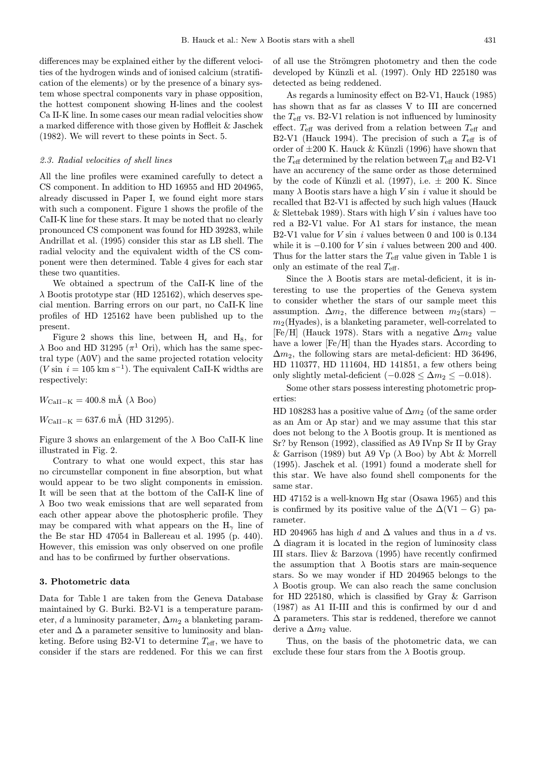differences may be explained either by the different velocities of the hydrogen winds and of ionised calcium (stratification of the elements) or by the presence of a binary system whose spectral components vary in phase opposition, the hottest component showing H-lines and the coolest Ca II-K line. In some cases our mean radial velocities show a marked difference with those given by Hoffleit & Jaschek (1982). We will revert to these points in Sect. 5.

### 2.3. Radial velocities of shell lines

All the line profiles were examined carefully to detect a CS component. In addition to HD 16955 and HD 204965, already discussed in Paper I, we found eight more stars with such a component. Figure 1 shows the profile of the CaII-K line for these stars. It may be noted that no clearly pronounced CS component was found for HD 39283, while Andrillat et al. (1995) consider this star as LB shell. The radial velocity and the equivalent width of the CS component were then determined. Table 4 gives for each star these two quantities.

We obtained a spectrum of the CaII-K line of the $\lambda$ Bootis prototype star (HD 125162), which deserves special mention. Barring errors on our part, no CaII-K line profiles of HD 125162 have been published up to the present.

Figure 2 shows this line, between $H_\epsilon$ and $H_8$, for $\lambda$ Boo and HD 31295 ($\pi^1$ Ori), which has the same spectral type (A0V) and the same projected rotation velocity ($V \sin\ i = 105$ km s$^{-1}$). The equivalent CaII-K widths are respectively:

$W_{\rm CaII-K} = 400.8$ mÅ ($\lambda$ Boo)

$W_{\rm CaII-K} = 637.6$ mÅ (HD 31295).

Figure 3 shows an enlargement of the $\lambda$ Boo CaII-K line illustrated in Fig. 2.

Contrary to what one would expect, this star has no circumstellar component in fine absorption, but what would appear to be two slight components in emission. It will be seen that at the bottom of the CaII-K line of $\lambda$ Boo two weak emissions that are well separated from each other appear above the photospheric profile. They may be compared with what appears on the $H_\gamma$ line of the Be star HD 47054 in Ballereau et al. 1995 (p. 440). However, this emission was only observed on one profile and has to be confirmed by further observations.

## 3. Photometric data

Data for Table 1 are taken from the Geneva Database maintained by G. Burki. B2-V1 is a temperature parameter, $d$ a luminosity parameter, $\Delta m_2$ a blanketing parameter and $\Delta$ a parameter sensitive to luminosity and blanketing. Before using B2-V1 to determine $T_{\rm eff}$, we have to consider if the stars are reddened. For this we can first of all use the Strömgren photometry and then the code developed by Künzli et al. (1997). Only HD 225180 was detected as being reddened.

As regards a luminosity effect on B2-V1, Hauck (1985) has shown that as far as classes V to III are concerned the $T_{\rm eff}$ vs. B2-V1 relation is not influenced by luminosity effect. $T_{\rm eff}$ was derived from a relation between $T_{\rm eff}$ and B2-V1 (Hauck 1994). The precision of such a $T_{\rm eff}$ is of order of $\pm 200$ K. Hauck & Künzli (1996) have shown that the $T_{\rm eff}$ determined by the relation between $T_{\rm eff}$ and B2-V1 have an accurency of the same order as those determined by the code of Künzli et al. (1997), i.e. $\pm$ 200 K. Since many $\lambda$ Bootis stars have a high $V \sin\ i$ value it should be recalled that B2-V1 is affected by such high values (Hauck & Slettebak 1989). Stars with high $V \sin\ i$ values have too red a B2-V1 value. For A1 stars for instance, the mean B2-V1 value for $V \sin\ i$ values between 0 and 100 is 0.134 while it is $-0.100$ for $V \sin\ i$ values between 200 and 400. Thus for the latter stars the $T_{\rm eff}$ value given in Table 1 is only an estimate of the real $T_{\rm eff}$.

Since the $\lambda$ Bootis stars are metal-deficient, it is interesting to use the properties of the Geneva system to consider whether the stars of our sample meet this assumption. $\Delta m_2$, the difference between $m_2$(stars) $-$ $m_2$(Hyades), is a blanketing parameter, well-correlated to [Fe/H] (Hauck 1978). Stars with a negative $\Delta m_2$ value have a lower [Fe/H] than the Hyades stars. According to $\Delta m_2$, the following stars are metal-deficient: HD 36496, HD 110377, HD 111604, HD 141851, a few others being only slightly metal-deficient ($-0.028 \leq \Delta m_2 \leq -0.018$).

Some other stars possess interesting photometric properties:

HD 108283 has a positive value of $\Delta m_2$ (of the same order as an Am or Ap star) and we may assume that this star does not belong to the $\lambda$ Bootis group. It is mentioned as Sr? by Renson (1992), classified as A9 IVnp Sr II by Gray & Garrison (1989) but A9 Vp ($\lambda$ Boo) by Abt & Morrell (1995). Jaschek et al. (1991) found a moderate shell for this star. We have also found shell components for the same star.

HD 47152 is a well-known Hg star (Osawa 1965) and this is confirmed by its positive value of the $\Delta$(V1 $-$ G) parameter.

HD 204965 has high $d$ and $\Delta$ values and thus in a $d$ vs. $\Delta$ diagram it is located in the region of luminosity class III stars. Iliev & Barzova (1995) have recently confirmed the assumption that $\lambda$ Bootis stars are main-sequence stars. So we may wonder if HD 204965 belongs to the $\lambda$ Bootis group. We can also reach the same conclusion for HD 225180, which is classified by Gray & Garrison (1987) as A1 II-III and this is confirmed by our d and $\Delta$ parameters. This star is reddened, therefore we cannot derive a $\Delta m_2$ value.

Thus, on the basis of the photometric data, we can exclude these four stars from the $\lambda$ Bootis group.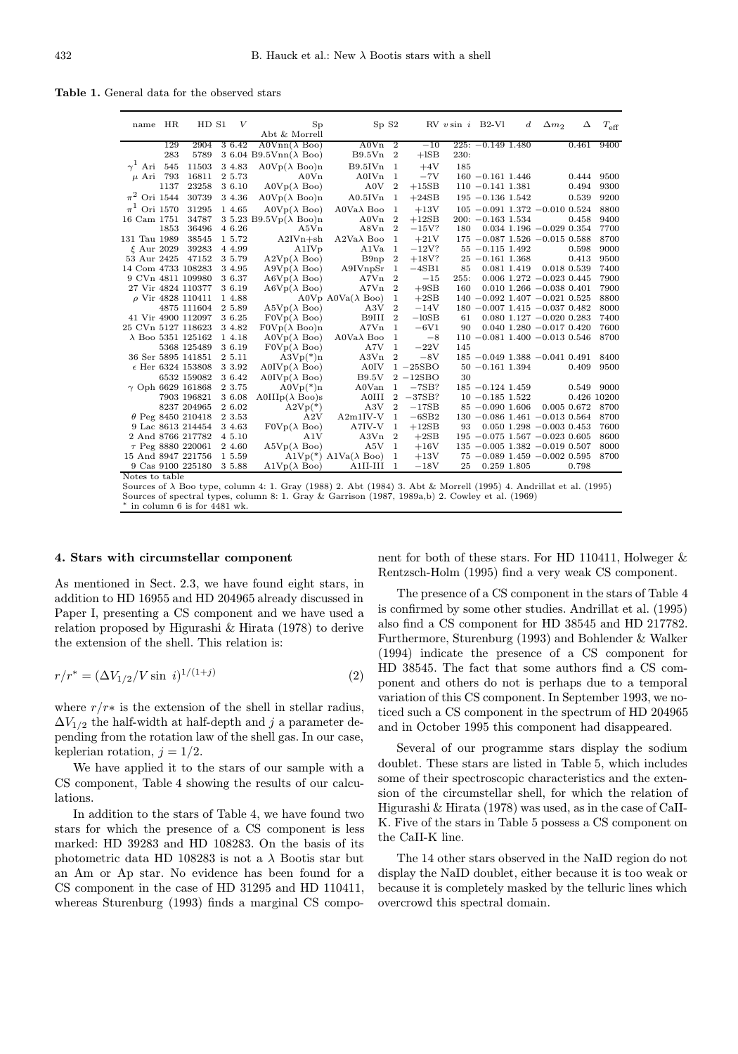**Table 1.** General data for the observed stars

| name | HR | HD | S1 | V | Sp Abt & Morrell | Sp | S2 | RV | $v \sin i$ | B2-V1 | d | $\Delta m_2$ | $\Delta$ | $T_{\rm eff}$ |
|---|---|---|---|---|---|---|---|---|---|---|---|---|---|---|
| | 129 | 2904 | 3 | 6.42 | A0Vnn(λ Boo) | A0Vn | 2 | −10 | 225: | −0.149 | 1.480 | | 0.461 | 9400 |
| | 283 | 5789 | 3 | 6.04 | B9.5Vnn(λ Boo) | B9.5Vn | 2 | +lSB | 230: | | | | | |
| $\gamma^1$ Ari | 545 | 11503 | 3 | 4.83 | A0Vp(λ Boo)n | B9.5IVn | 1 | +4V | 185 | | | | | |
| $\mu$ Ari | 793 | 16811 | 2 | 5.73 | A0Vn | A0IVn | 1 | −7V | 160 | −0.161 | 1.446 | | 0.444 | 9500 |
| | 1137 | 23258 | 3 | 6.10 | A0Vp(λ Boo) | A0V | 2 | +15SB | 110 | −0.141 | 1.381 | | 0.494 | 9300 |
| $\pi^2$ Ori | 1544 | 30739 | 3 | 4.36 | A0Vp(λ Boo)n | A0.5IVn | 1 | +24SB | 195 | −0.136 | 1.542 | | 0.539 | 9200 |
| $\pi^1$ Ori | 1570 | 31295 | 1 | 4.65 | A0Vp(λ Boo) | A0Vaλ Boo | 1 | +13V | 105 | −0.091 | 1.372 | −0.010 | 0.524 | 8800 |
| 16 Cam | 1751 | 34787 | 3 | 5.23 | B9.5Vp(λ Boo)n | A0Vn | 2 | +12SB | 200: | −0.163 | 1.534 | | 0.458 | 9400 |
| | 1853 | 36496 | 4 | 6.26 | A5Vn | A8Vn | 2 | −15V? | 180 | 0.034 | 1.196 | −0.029 | 0.354 | 7700 |
| 131 Tau | 1989 | 38545 | 1 | 5.72 | A2IVn+sh | A2Vaλ Boo | 1 | +21V | 175 | −0.087 | 1.526 | −0.015 | 0.588 | 8700 |
| $\xi$ Aur | 2029 | 39283 | 4 | 4.99 | A1IVp | A1Va | 1 | −12V? | 55 | −0.115 | 1.492 | | 0.598 | 9000 |
| 53 Aur | 2425 | 47152 | 3 | 5.79 | A2Vp(λ Boo) | B9np | 2 | +18V? | 25 | −0.161 | 1.368 | | 0.413 | 9500 |
| 14 Com | 4733 | 108283 | 3 | 4.95 | A9Vp(λ Boo) | A9IVnpSr | 1 | −4SB1 | 85 | 0.081 | 1.419 | 0.018 | 0.539 | 7400 |
| 9 CVn | 4811 | 109980 | 3 | 6.37 | A6Vp(λ Boo) | A7Vn | 2 | −15 | 255: | 0.006 | 1.272 | −0.023 | 0.445 | 7900 |
| 27 Vir | 4824 | 110377 | 3 | 6.19 | A6Vp(λ Boo) | A7Vn | 2 | +9SB | 160 | 0.010 | 1.266 | −0.038 | 0.401 | 7900 |
| $\rho$ Vir | 4828 | 110411 | 1 | 4.88 | A0Vp | A0Va(λ Boo) | 1 | +2SB | 140 | −0.092 | 1.407 | −0.021 | 0.525 | 8800 |
| | 4875 | 111604 | 2 | 5.89 | A5Vp(λ Boo) | A3V | 2 | −14V | 180 | −0.007 | 1.415 | −0.037 | 0.482 | 8000 |
| 41 Vir | 4900 | 112097 | 3 | 6.25 | F0Vp(λ Boo) | B9III | 2 | −10SB | 61 | 0.080 | 1.127 | −0.020 | 0.283 | 7400 |
| 25 CVn | 5127 | 118623 | 3 | 4.82 | F0Vp(λ Boo)n | A7Vn | 1 | −6V1 | 90 | 0.040 | 1.280 | −0.017 | 0.420 | 7600 |
| λ Boo | 5351 | 125162 | 1 | 4.18 | A0Vp(λ Boo) | A0Vaλ Boo | 1 | −8 | 110 | −0.081 | 1.400 | −0.013 | 0.546 | 8700 |
| | 5368 | 125489 | 3 | 6.19 | F0Vp(λ Boo) | A7V | 1 | −22V | 145 | | | | | |
| 36 Ser | 5895 | 141851 | 2 | 5.11 | A3Vp(*)n | A3Vn | 2 | −8V | 185 | −0.049 | 1.388 | −0.041 | 0.491 | 8400 |
| $\epsilon$ Her | 6324 | 153808 | 3 | 3.92 | A0IVp(λ Boo) | A0IV | 1 | −25SBO | 50 | −0.161 | 1.394 | | 0.409 | 9500 |
| | 6532 | 159082 | 3 | 6.42 | A0IVp(λ Boo) | B9.5V | 2 | −12SBO | 30 | | | | | |
| $\gamma$ Oph | 6629 | 161868 | 2 | 3.75 | A0Vp(*)n | A0Van | 1 | −7SB? | 185 | −0.124 | 1.459 | | 0.549 | 9000 |
| | 7903 | 196821 | 3 | 6.08 | A0IIIp(λ Boo)s | A0III | 2 | −37SB? | 10 | −0.185 | 1.522 | | 0.426 | 10200 |
| | 8237 | 204965 | 2 | 6.02 | A2Vp(*) | A3V | 2 | −17SB | 85 | −0.090 | 1.606 | 0.005 | 0.672 | 8700 |
| $\theta$ Peg | 8450 | 210418 | 2 | 3.53 | A2V | A2m1IV-V | 1 | −6SB2 | 130 | −0.086 | 1.461 | −0.013 | 0.564 | 8700 |
| 9 Lac | 8613 | 214454 | 3 | 4.63 | F0Vp(λ Boo) | A7IV-V | 1 | +12SB | 93 | 0.050 | 1.298 | −0.003 | 0.453 | 7600 |
| 2 And | 8766 | 217782 | 4 | 5.10 | A1V | A3Vn | 2 | +2SB | 195 | −0.075 | 1.567 | −0.023 | 0.605 | 8600 |
| $\tau$ Peg | 8880 | 220061 | 2 | 4.60 | A5Vp(λ Boo) | A5V | 1 | +16V | 135 | −0.005 | 1.382 | −0.019 | 0.507 | 8000 |
| 15 And | 8947 | 221756 | 1 | 5.59 | A1Vp(*) | A1Va(λ Boo) | 1 | +13V | 75 | −0.089 | 1.459 | −0.002 | 0.595 | 8700 |
| 9 Cas | 9100 | 225180 | 3 | 5.88 | A1Vp(λ Boo) | A1II-III | 1 | −18V | 25 | 0.259 | 1.805 | | 0.798 | |

Notes to table
Sources of λ Boo type, column 4: 1. Gray (1988) 2. Abt (1984) 3. Abt & Morrell (1995) 4. Andrillat et al. (1995)
Sources of spectral types, column 8: 1. Gray & Garrison (1987, 1989a,b) 2. Cowley et al. (1969)
* in column 6 is for 4481 wk.

## 4. Stars with circumstellar component

As mentioned in Sect. 2.3, we have found eight stars, in addition to HD 16955 and HD 204965 already discussed in Paper I, presenting a CS component and we have used a relation proposed by Higurashi & Hirata (1978) to derive the extension of the shell. This relation is:

$$r/r^{*} = (\Delta V_{1/2}/V \sin\ i)^{1/(1+j)} \tag{2}$$

where $r/r*$ is the extension of the shell in stellar radius, $\Delta V_{1/2}$ the half-width at half-depth and $j$ a parameter depending from the rotation law of the shell gas. In our case, keplerian rotation, $j = 1/2$.

We have applied it to the stars of our sample with a CS component, Table 4 showing the results of our calculations.

In addition to the stars of Table 4, we have found two stars for which the presence of a CS component is less marked: HD 39283 and HD 108283. On the basis of its photometric data HD 108283 is not a λ Bootis star but an Am or Ap star. No evidence has been found for a CS component in the case of HD 31295 and HD 110411, whereas Sturenburg (1993) finds a marginal CS component for both of these stars. For HD 110411, Holweger & Rentzsch-Holm (1995) find a very weak CS component.

The presence of a CS component in the stars of Table 4 is confirmed by some other studies. Andrillat et al. (1995) also find a CS component for HD 38545 and HD 217782. Furthermore, Sturenburg (1993) and Bohlender & Walker (1994) indicate the presence of a CS component for HD 38545. The fact that some authors find a CS component and others do not is perhaps due to a temporal variation of this CS component. In September 1993, we noticed such a CS component in the spectrum of HD 204965 and in October 1995 this component had disappeared.

Several of our programme stars display the sodium doublet. These stars are listed in Table 5, which includes some of their spectroscopic characteristics and the extension of the circumstellar shell, for which the relation of Higurashi & Hirata (1978) was used, as in the case of CaII-K. Five of the stars in Table 5 possess a CS component on the CaII-K line.

The 14 other stars observed in the NaID region do not display the NaID doublet, either because it is too weak or because it is completely masked by the telluric lines which overcrowd this spectral domain.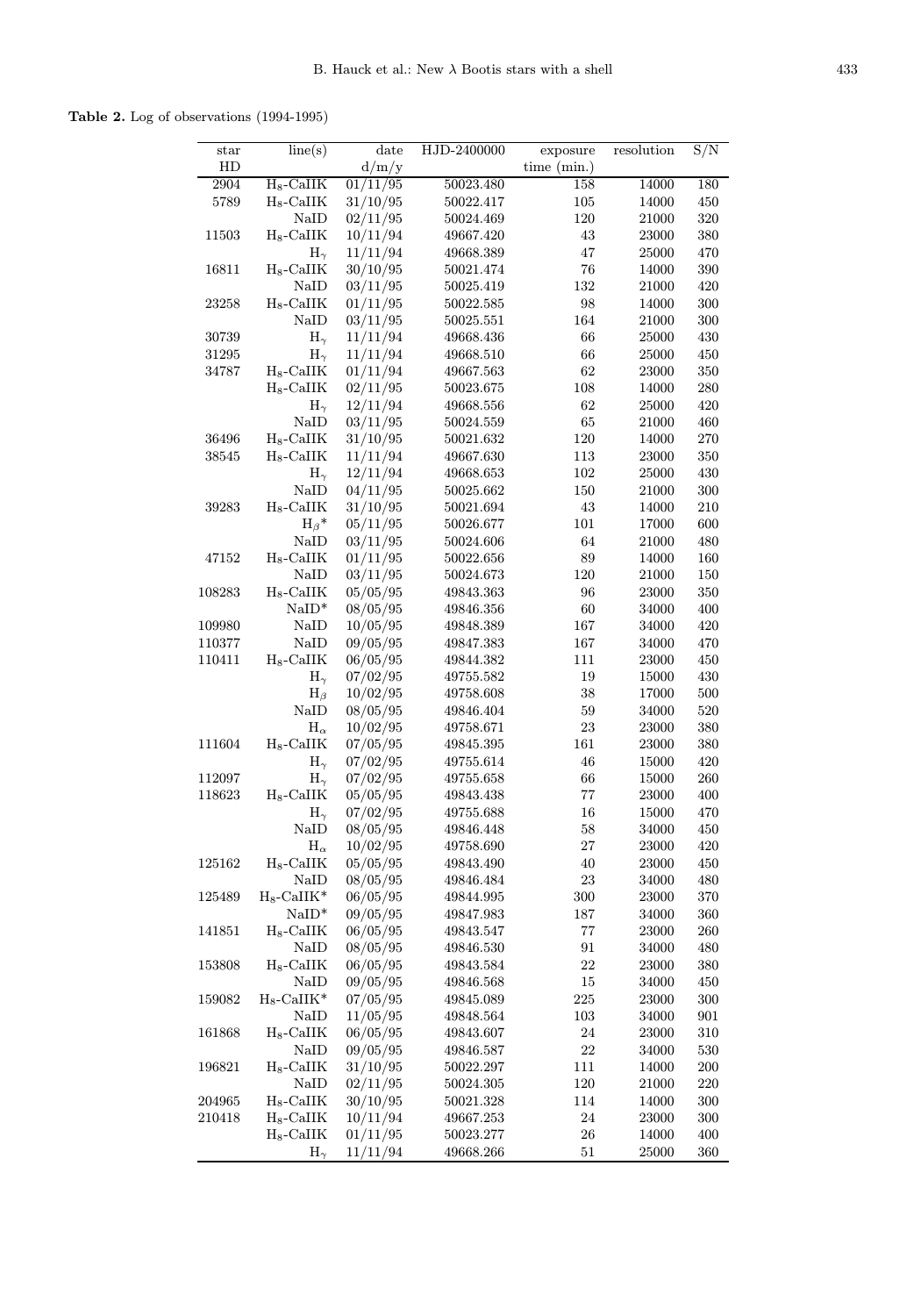**Table 2.** Log of observations (1994-1995)

| star HD | line(s) | date d/m/y | HJD-2400000 | exposure time (min.) | resolution | S/N |
|---|---|---|---|---|---|---|
| 2904 | $H_8$-CaIIK | 01/11/95 | 50023.480 | 158 | 14000 | 180 |
| 5789 | $H_8$-CaIIK | 31/10/95 | 50022.417 | 105 | 14000 | 450 |
| | NaID | 02/11/95 | 50024.469 | 120 | 21000 | 320 |
| 11503 | $H_8$-CaIIK | 10/11/94 | 49667.420 | 43 | 23000 | 380 |
| | $H_\gamma$ | 11/11/94 | 49668.389 | 47 | 25000 | 470 |
| 16811 | $H_8$-CaIIK | 30/10/95 | 50021.474 | 76 | 14000 | 390 |
| | NaID | 03/11/95 | 50025.419 | 132 | 21000 | 420 |
| 23258 | $H_8$-CaIIK | 01/11/95 | 50022.585 | 98 | 14000 | 300 |
| | NaID | 03/11/95 | 50025.551 | 164 | 21000 | 300 |
| 30739 | $H_\gamma$ | 11/11/94 | 49668.436 | 66 | 25000 | 430 |
| 31295 | $H_\gamma$ | 11/11/94 | 49668.510 | 66 | 25000 | 450 |
| 34787 | $H_8$-CaIIK | 01/11/94 | 49667.563 | 62 | 23000 | 350 |
| | $H_8$-CaIIK | 02/11/95 | 50023.675 | 108 | 14000 | 280 |
| | $H_\gamma$ | 12/11/94 | 49668.556 | 62 | 25000 | 420 |
| | NaID | 03/11/95 | 50024.559 | 65 | 21000 | 460 |
| 36496 | $H_8$-CaIIK | 31/10/95 | 50021.632 | 120 | 14000 | 270 |
| 38545 | $H_8$-CaIIK | 11/11/94 | 49667.630 | 113 | 23000 | 350 |
| | $H_\gamma$ | 12/11/94 | 49668.653 | 102 | 25000 | 430 |
| | NaID | 04/11/95 | 50025.662 | 150 | 21000 | 300 |
| 39283 | $H_8$-CaIIK | 31/10/95 | 50021.694 | 43 | 14000 | 210 |
| | $H_\beta$* | 05/11/95 | 50026.677 | 101 | 17000 | 600 |
| | NaID | 03/11/95 | 50024.606 | 64 | 21000 | 480 |
| 47152 | $H_8$-CaIIK | 01/11/95 | 50022.656 | 89 | 14000 | 160 |
| | NaID | 03/11/95 | 50024.673 | 120 | 21000 | 150 |
| 108283 | $H_8$-CaIIK | 05/05/95 | 49843.363 | 96 | 23000 | 350 |
| | NaID* | 08/05/95 | 49846.356 | 60 | 34000 | 400 |
| 109980 | NaID | 10/05/95 | 49848.389 | 167 | 34000 | 420 |
| 110377 | NaID | 09/05/95 | 49847.383 | 167 | 34000 | 470 |
| 110411 | $H_8$-CaIIK | 06/05/95 | 49844.382 | 111 | 23000 | 450 |
| | $H_\gamma$ | 07/02/95 | 49755.582 | 19 | 15000 | 430 |
| | $H_\beta$ | 10/02/95 | 49758.608 | 38 | 17000 | 500 |
| | NaID | 08/05/95 | 49846.404 | 59 | 34000 | 520 |
| | $H_\alpha$ | 10/02/95 | 49758.671 | 23 | 23000 | 380 |
| 111604 | $H_8$-CaIIK | 07/05/95 | 49845.395 | 161 | 23000 | 380 |
| | $H_\gamma$ | 07/02/95 | 49755.614 | 46 | 15000 | 420 |
| 112097 | $H_\gamma$ | 07/02/95 | 49755.658 | 66 | 15000 | 260 |
| 118623 | $H_8$-CaIIK | 05/05/95 | 49843.438 | 77 | 23000 | 400 |
| | $H_\gamma$ | 07/02/95 | 49755.688 | 16 | 15000 | 470 |
| | NaID | 08/05/95 | 49846.448 | 58 | 34000 | 450 |
| | $H_\alpha$ | 10/02/95 | 49758.690 | 27 | 23000 | 420 |
| 125162 | $H_8$-CaIIK | 05/05/95 | 49843.490 | 40 | 23000 | 450 |
| | NaID | 08/05/95 | 49846.484 | 23 | 34000 | 480 |
| 125489 | $H_8$-CaIIK* | 06/05/95 | 49844.995 | 300 | 23000 | 370 |
| | NaID* | 09/05/95 | 49847.983 | 187 | 34000 | 360 |
| 141851 | $H_8$-CaIIK | 06/05/95 | 49843.547 | 77 | 23000 | 260 |
| | NaID | 08/05/95 | 49846.530 | 91 | 34000 | 480 |
| 153808 | $H_8$-CaIIK | 06/05/95 | 49843.584 | 22 | 23000 | 380 |
| | NaID | 09/05/95 | 49846.568 | 15 | 34000 | 450 |
| 159082 | $H_8$-CaIIK* | 07/05/95 | 49845.089 | 225 | 23000 | 300 |
| | NaID | 11/05/95 | 49848.564 | 103 | 34000 | 901 |
| 161868 | $H_8$-CaIIK | 06/05/95 | 49843.607 | 24 | 23000 | 310 |
| | NaID | 09/05/95 | 49846.587 | 22 | 34000 | 530 |
| 196821 | $H_8$-CaIIK | 31/10/95 | 50022.297 | 111 | 14000 | 200 |
| | NaID | 02/11/95 | 50024.305 | 120 | 21000 | 220 |
| 204965 | $H_8$-CaIIK | 30/10/95 | 50021.328 | 114 | 14000 | 300 |
| 210418 | $H_8$-CaIIK | 10/11/94 | 49667.253 | 24 | 23000 | 300 |
| | $H_8$-CaIIK | 01/11/95 | 50023.277 | 26 | 14000 | 400 |
| | $H_\gamma$ | 11/11/94 | 49668.266 | 51 | 25000 | 360 |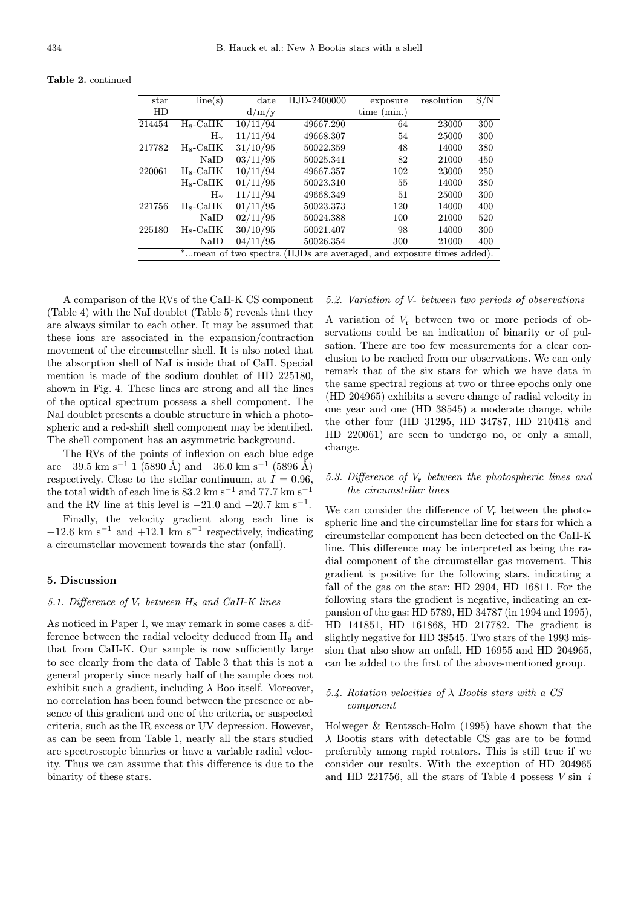**Table 2.** continued

| star HD | line(s) | date d/m/y | HJD-2400000 | exposure time (min.) | resolution | S/N |
|---|---|---|---|---|---|---|
| 214454 | $H_8$-CaIIK | 10/11/94 | 49667.290 | 64 | 23000 | 300 |
| | $H_\gamma$ | 11/11/94 | 49668.307 | 54 | 25000 | 300 |
| 217782 | $H_8$-CaIIK | 31/10/95 | 50022.359 | 48 | 14000 | 380 |
| | NaID | 03/11/95 | 50025.341 | 82 | 21000 | 450 |
| 220061 | $H_8$-CaIIK | 10/11/94 | 49667.357 | 102 | 23000 | 250 |
| | $H_8$-CaIIK | 01/11/95 | 50023.310 | 55 | 14000 | 380 |
| | $H_\gamma$ | 11/11/94 | 49668.349 | 51 | 25000 | 300 |
| 221756 | $H_8$-CaIIK | 01/11/95 | 50023.373 | 120 | 14000 | 400 |
| | NaID | 02/11/95 | 50024.388 | 100 | 21000 | 520 |
| 225180 | $H_8$-CaIIK | 30/10/95 | 50021.407 | 98 | 14000 | 300 |
| | NaID | 04/11/95 | 50026.354 | 300 | 21000 | 400 |

*...mean of two spectra (HJDs are averaged, and exposure times added).

A comparison of the RVs of the CaII-K CS component (Table 4) with the NaI doublet (Table 5) reveals that they are always similar to each other. It may be assumed that these ions are associated in the expansion/contraction movement of the circumstellar shell. It is also noted that the absorption shell of NaI is inside that of CaII. Special mention is made of the sodium doublet of HD 225180, shown in Fig. 4. These lines are strong and all the lines of the optical spectrum possess a shell component. The NaI doublet presents a double structure in which a photospheric and a red-shift shell component may be identified. The shell component has an asymmetric background.

The RVs of the points of inflexion on each blue edge are $-39.5$ km s$^{-1}$ 1 (5890 Å) and $-36.0$ km s$^{-1}$ (5896 Å) respectively. Close to the stellar continuum, at $I = 0.96$, the total width of each line is 83.2 km s$^{-1}$ and 77.7 km s$^{-1}$ and the RV line at this level is $-21.0$ and $-20.7$ km s$^{-1}$.

Finally, the velocity gradient along each line is $+12.6$ km s$^{-1}$ and $+12.1$ km s$^{-1}$ respectively, indicating a circumstellar movement towards the star (onfall).

## 5. Discussion

### 5.1. Difference of $V_r$ between $H_8$ and CaII-K lines

As noticed in Paper I, we may remark in some cases a difference between the radial velocity deduced from $H_8$ and that from CaII-K. Our sample is now sufficiently large to see clearly from the data of Table 3 that this is not a general property since nearly half of the sample does not exhibit such a gradient, including $\lambda$ Boo itself. Moreover, no correlation has been found between the presence or absence of this gradient and one of the criteria, or suspected criteria, such as the IR excess or UV depression. However, as can be seen from Table 1, nearly all the stars studied are spectroscopic binaries or have a variable radial velocity. Thus we can assume that this difference is due to the binarity of these stars.

### 5.2. Variation of $V_r$ between two periods of observations

A variation of $V_r$ between two or more periods of observations could be an indication of binarity or of pulsation. There are too few measurements for a clear conclusion to be reached from our observations. We can only remark that of the six stars for which we have data in the same spectral regions at two or three epochs only one (HD 204965) exhibits a severe change of radial velocity in one year and one (HD 38545) a moderate change, while the other four (HD 31295, HD 34787, HD 210418 and HD 220061) are seen to undergo no, or only a small, change.

### 5.3. Difference of $V_r$ between the photospheric lines and the circumstellar lines

We can consider the difference of $V_r$ between the photospheric line and the circumstellar line for stars for which a circumstellar component has been detected on the CaII-K line. This difference may be interpreted as being the radial component of the circumstellar gas movement. This gradient is positive for the following stars, indicating a fall of the gas on the star: HD 2904, HD 16811. For the following stars the gradient is negative, indicating an expansion of the gas: HD 5789, HD 34787 (in 1994 and 1995), HD 141851, HD 161868, HD 217782. The gradient is slightly negative for HD 38545. Two stars of the 1993 mission that also show an onfall, HD 16955 and HD 204965, can be added to the first of the above-mentioned group.

### 5.4. Rotation velocities of $\lambda$ Bootis stars with a CS component

Holweger & Rentzsch-Holm (1995) have shown that the $\lambda$ Bootis stars with detectable CS gas are to be found preferably among rapid rotators. This is still true if we consider our results. With the exception of HD 204965 and HD 221756, all the stars of Table 4 possess $V \sin\ i$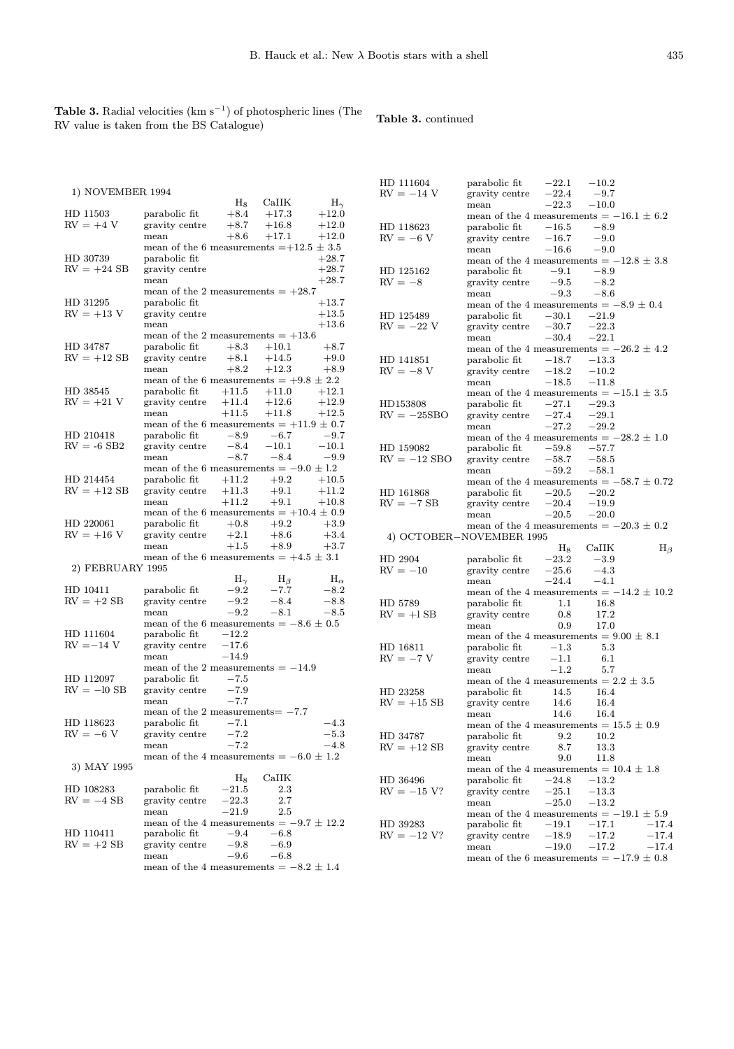**Table 3.** Radial velocities (km s$^{-1}$) of photospheric lines (The RV value is taken from the BS Catalogue)

1) NOVEMBER 1994

| | | $H_8$ | CaIIK | $H_\gamma$ |
|---|---|---|---|---|
| HD 11503 | parabolic fit | +8.4 | +17.3 | +12.0 |
| RV = +4 V | gravity centre | +8.7 | +16.8 | +12.0 |
| | mean | +8.6 | +17.1 | +12.0 |
| | mean of the 6 measurements =+12.5 ± 3.5 | | | |
| HD 30739 | parabolic fit | | | +28.7 |
| RV = +24 SB | gravity centre | | | +28.7 |
| | mean | | | +28.7 |
| | mean of the 2 measurements = +28.7 | | | |
| HD 31295 | parabolic fit | | | +13.7 |
| RV = +13 V | gravity centre | | | +13.5 |
| | mean | | | +13.6 |
| | mean of the 2 measurements = +13.6 | | | |
| HD 34787 | parabolic fit | +8.3 | +10.1 | +8.7 |
| RV = +12 SB | gravity centre | +8.1 | +14.5 | +9.0 |
| | mean | +8.2 | +12.3 | +8.9 |
| | mean of the 6 measurements = +9.8 ± 2.2 | | | |
| HD 38545 | parabolic fit | +11.5 | +11.0 | +12.1 |
| RV = +21 V | gravity centre | +11.4 | +12.6 | +12.9 |
| | mean | +11.5 | +11.8 | +12.5 |
| | mean of the 6 measurements = +11.9 ± 0.7 | | | |
| HD 210418 | parabolic fit | −8.9 | −6.7 | −9.7 |
| RV = -6 SB2 | gravity centre | −8.4 | −10.1 | −10.1 |
| | mean | −8.7 | −8.4 | −9.9 |
| | mean of the 6 measurements = −9.0 ± 1.2 | | | |
| HD 214454 | parabolic fit | +11.2 | +9.2 | +10.5 |
| RV = +12 SB | gravity centre | +11.3 | +9.1 | +11.2 |
| | mean | +11.2 | +9.1 | +10.8 |
| | mean of the 6 measurements = +10.4 ± 0.9 | | | |
| HD 220061 | parabolic fit | +0.8 | +9.2 | +3.9 |
| RV = +16 V | gravity centre | +2.1 | +8.6 | +3.4 |
| | mean | +1.5 | +8.9 | +3.7 |
| | mean of the 6 measurements = +4.5 ± 3.1 | | | |

2) FEBRUARY 1995

| | | $H_\gamma$ | $H_\beta$ | $H_\alpha$ |
|---|---|---|---|---|
| HD 10411 | parabolic fit | −9.2 | −7.7 | −8.2 |
| RV = +2 SB | gravity centre | −9.2 | −8.4 | −8.8 |
| | mean | −9.2 | −8.1 | −8.5 |
| | mean of the 6 measurements = −8.6 ± 0.5 | | | |
| HD 111604 | parabolic fit | −12.2 | | |
| RV =−14 V | gravity centre | −17.6 | | |
| | mean | −14.9 | | |
| | mean of the 2 measurements = −14.9 | | | |
| HD 112097 | parabolic fit | −7.5 | | |
| RV = −l0 SB | gravity centre | −7.9 | | |
| | mean | −7.7 | | |
| | mean of the 2 measurements= −7.7 | | | |
| HD 118623 | parabolic fit | −7.1 | | −4.3 |
| RV = −6 V | gravity centre | −7.2 | | −5.3 |
| | mean | −7.2 | | −4.8 |
| | mean of the 4 measurements = −6.0 ± 1.2 | | | |

3) MAY 1995

| | | $H_8$ | CaIIK |
|---|---|---|---|
| HD 108283 | parabolic fit | −21.5 | 2.3 |
| RV = −4 SB | gravity centre | −22.3 | 2.7 |
| | mean | −21.9 | 2.5 |
| | mean of the 4 measurements = −9.7 ± 12.2 | | |
| HD 110411 | parabolic fit | −9.4 | −6.8 |
| RV = +2 SB | gravity centre | −9.8 | −6.9 |
| | mean | −9.6 | −6.8 |
| | mean of the 4 measurements = −8.2 ± 1.4 | | |

**Table 3.** continued

| | | $H_8$ | CaIIK |
|---|---|---|---|
| HD 111604 | parabolic fit | −22.1 | −10.2 |
| RV = −14 V | gravity centre | −22.4 | −9.7 |
| | mean | −22.3 | −10.0 |
| | mean of the 4 measurements = −16.1 ± 6.2 | | |
| HD 118623 | parabolic fit | −16.5 | −8.9 |
| RV = −6 V | gravity centre | −16.7 | −9.0 |
| | mean | −16.6 | −9.0 |
| | mean of the 4 measurements = −12.8 ± 3.8 | | |
| HD 125162 | parabolic fit | −9.1 | −8.9 |
| RV = −8 | gravity centre | −9.5 | −8.2 |
| | mean | −9.3 | −8.6 |
| | mean of the 4 measurements = −8.9 ± 0.4 | | |
| HD 125489 | parabolic fit | −30.1 | −21.9 |
| RV = −22 V | gravity centre | −30.7 | −22.3 |
| | mean | −30.4 | −22.1 |
| | mean of the 4 measurements = −26.2 ± 4.2 | | |
| HD 141851 | parabolic fit | −18.7 | −13.3 |
| RV = −8 V | gravity centre | −18.2 | −10.2 |
| | mean | −18.5 | −11.8 |
| | mean of the 4 measurements = −15.1 ± 3.5 | | |
| HD153808 | parabolic fit | −27.1 | −29.3 |
| RV = −25SBO | gravity centre | −27.4 | −29.1 |
| | mean | −27.2 | −29.2 |
| | mean of the 4 measurements = −28.2 ± 1.0 | | |
| HD 159082 | parabolic fit | −59.8 | −57.7 |
| RV = −12 SBO | gravity centre | −58.7 | −58.5 |
| | mean | −59.2 | −58.1 |
| | mean of the 4 measurements = −58.7 ± 0.72 | | |
| HD 161868 | parabolic fit | −20.5 | −20.2 |
| RV = −7 SB | gravity centre | −20.4 | −19.9 |
| | mean | −20.5 | −20.0 |
| | mean of the 4 measurements = −20.3 ± 0.2 | | |

4) OCTOBER−NOVEMBER 1995

| | | $H_8$ | CaIIK | $H_\beta$ |
|---|---|---|---|---|
| HD 2904 | parabolic fit | −23.2 | −3.9 | |
| RV = −10 | gravity centre | −25.6 | −4.3 | |
| | mean | −24.4 | −4.1 | |
| | mean of the 4 measurements = −14.2 ± 10.2 | | | |
| HD 5789 | parabolic fit | 1.1 | 16.8 | |
| RV = +l SB | gravity centre | 0.8 | 17.2 | |
| | mean | 0.9 | 17.0 | |
| | mean of the 4 measurements = 9.00 ± 8.1 | | | |
| HD 16811 | parabolic fit | −1.3 | 5.3 | |
| RV = −7 V | gravity centre | −1.1 | 6.1 | |
| | mean | −1.2 | 5.7 | |
| | mean of the 4 measurements = 2.2 ± 3.5 | | | |
| HD 23258 | parabolic fit | 14.5 | 16.4 | |
| RV = +15 SB | gravity centre | 14.6 | 16.4 | |
| | mean | 14.6 | 16.4 | |
| | mean of the 4 measurements = 15.5 ± 0.9 | | | |
| HD 34787 | parabolic fit | 9.2 | 10.2 | |
| RV = +12 SB | gravity centre | 8.7 | 13.3 | |
| | mean | 9.0 | 11.8 | |
| | mean of the 4 measurements = 10.4 ± 1.8 | | | |
| HD 36496 | parabolic fit | −24.8 | −13.2 | |
| RV = −15 V? | gravity centre | −25.1 | −13.3 | |
| | mean | −25.0 | −13.2 | |
| | mean of the 4 measurements = −19.1 ± 5.9 | | | |
| HD 39283 | parabolic fit | −19.1 | −17.1 | −17.4 |
| RV = −12 V? | gravity centre | −18.9 | −17.2 | −17.4 |
| | mean | −19.0 | −17.2 | −17.4 |
| | mean of the 6 measurements = −17.9 ± 0.8 | | | |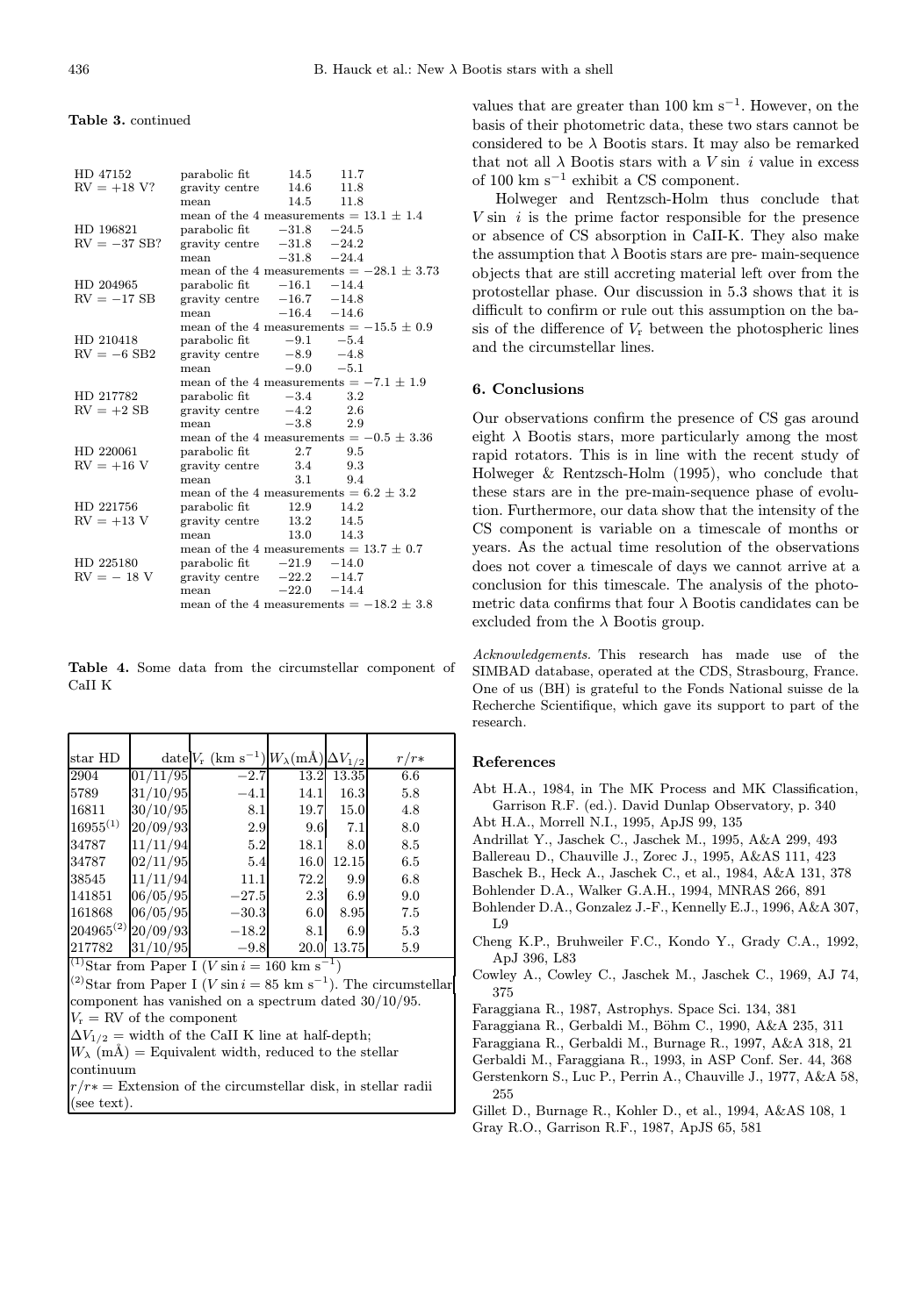**Table 3.** continued

| | | | |
|---|---|---|---|
| HD 47152 | parabolic fit | 14.5 | 11.7 |
| RV = +18 V? | gravity centre | 14.6 | 11.8 |
| | mean | 14.5 | 11.8 |
| | mean of the 4 measurements = 13.1 ± 1.4 | | |
| HD 196821 | parabolic fit | −31.8 | −24.5 |
| RV = −37 SB? | gravity centre | −31.8 | −24.2 |
| | mean | −31.8 | −24.4 |
| | mean of the 4 measurements = −28.1 ± 3.73 | | |
| HD 204965 | parabolic fit | −16.1 | −14.4 |
| RV = −17 SB | gravity centre | −16.7 | −14.8 |
| | mean | −16.4 | −14.6 |
| | mean of the 4 measurements = −15.5 ± 0.9 | | |
| HD 210418 | parabolic fit | −9.1 | −5.4 |
| RV = −6 SB2 | gravity centre | −8.9 | −4.8 |
| | mean | −9.0 | −5.1 |
| | mean of the 4 measurements = −7.1 ± 1.9 | | |
| HD 217782 | parabolic fit | −3.4 | 3.2 |
| RV = +2 SB | gravity centre | −4.2 | 2.6 |
| | mean | −3.8 | 2.9 |
| | mean of the 4 measurements = −0.5 ± 3.36 | | |
| HD 220061 | parabolic fit | 2.7 | 9.5 |
| RV = +16 V | gravity centre | 3.4 | 9.3 |
| | mean | 3.1 | 9.4 |
| | mean of the 4 measurements = 6.2 ± 3.2 | | |
| HD 221756 | parabolic fit | 12.9 | 14.2 |
| RV = +13 V | gravity centre | 13.2 | 14.5 |
| | mean | 13.0 | 14.3 |
| | mean of the 4 measurements = 13.7 ± 0.7 | | |
| HD 225180 | parabolic fit | −21.9 | −14.0 |
| RV = − 18 V | gravity centre | −22.2 | −14.7 |
| | mean | −22.0 | −14.4 |
| | mean of the 4 measurements = −18.2 ± 3.8 | | |

**Table 4.** Some data from the circumstellar component of CaII K

| star HD | date | $V_{\rm r}$ (km s$^{-1}$) | $W_\lambda$(mÅ) | $\Delta V_{1/2}$ | $r/r*$ |
|---|---|---|---|---|---|
| 2904 | 01/11/95 | −2.7 | 13.2 | 13.35 | 6.6 |
| 5789 | 31/10/95 | −4.1 | 14.1 | 16.3 | 5.8 |
| 16811 | 30/10/95 | 8.1 | 19.7 | 15.0 | 4.8 |
| 16955[(1)] | 20/09/93 | 2.9 | 9.6 | 7.1 | 8.0 |
| 34787 | 11/11/94 | 5.2 | 18.1 | 8.0 | 8.5 |
| 34787 | 02/11/95 | 5.4 | 16.0 | 12.15 | 6.5 |
| 38545 | 11/11/94 | 11.1 | 72.2 | 9.9 | 6.8 |
| 141851 | 06/05/95 | −27.5 | 2.3 | 6.9 | 9.0 |
| 161868 | 06/05/95 | −30.3 | 6.0 | 8.95 | 7.5 |
| 204965[(2)] | 20/09/93 | −18.2 | 8.1 | 6.9 | 5.3 |
| 217782 | 31/10/95 | −9.8 | 20.0 | 13.75 | 5.9 |

[(1)]Star from Paper I ($V \sin i = 160$ km s$^{-1}$)
[(2)]Star from Paper I ($V \sin i = 85$ km s$^{-1}$). The circumstellar component has vanished on a spectrum dated 30/10/95.
$V_{\rm r}$ = RV of the component
$\Delta V_{1/2}$ = width of the CaII K line at half-depth;
$W_\lambda$ (mÅ) = Equivalent width, reduced to the stellar continuum
$r/r*$ = Extension of the circumstellar disk, in stellar radii (see text).

values that are greater than 100 km s$^{-1}$. However, on the basis of their photometric data, these two stars cannot be considered to be $\lambda$ Bootis stars. It may also be remarked that not all $\lambda$ Bootis stars with a $V \sin\ i$ value in excess of 100 km s$^{-1}$ exhibit a CS component.

Holweger and Rentzsch-Holm thus conclude that $V \sin\ i$ is the prime factor responsible for the presence or absence of CS absorption in CaII-K. They also make the assumption that $\lambda$ Bootis stars are pre- main-sequence objects that are still accreting material left over from the protostellar phase. Our discussion in 5.3 shows that it is difficult to confirm or rule out this assumption on the basis of the difference of $V_{\rm r}$ between the photospheric lines and the circumstellar lines.

## 6. Conclusions

Our observations confirm the presence of CS gas around eight $\lambda$ Bootis stars, more particularly among the most rapid rotators. This is in line with the recent study of Holweger & Rentzsch-Holm (1995), who conclude that these stars are in the pre-main-sequence phase of evolution. Furthermore, our data show that the intensity of the CS component is variable on a timescale of months or years. As the actual time resolution of the observations does not cover a timescale of days we cannot arrive at a conclusion for this timescale. The analysis of the photometric data confirms that four $\lambda$ Bootis candidates can be excluded from the $\lambda$ Bootis group.

*Acknowledgements.* This research has made use of the SIMBAD database, operated at the CDS, Strasbourg, France. One of us (BH) is grateful to the Fonds National suisse de la Recherche Scientifique, which gave its support to part of the research.

## References

- Abt H.A., 1984, in The MK Process and MK Classification, Garrison R.F. (ed.). David Dunlap Observatory, p. 340
- Abt H.A., Morrell N.I., 1995, ApJS 99, 135
- Andrillat Y., Jaschek C., Jaschek M., 1995, A&A 299, 493
- Ballereau D., Chauville J., Zorec J., 1995, A&AS 111, 423
- Baschek B., Heck A., Jaschek C., et al., 1984, A&A 131, 378
- Bohlender D.A., Walker G.A.H., 1994, MNRAS 266, 891
- Bohlender D.A., Gonzalez J.-F., Kennelly E.J., 1996, A&A 307, L9
- Cheng K.P., Bruhweiler F.C., Kondo Y., Grady C.A., 1992, ApJ 396, L83
- Cowley A., Cowley C., Jaschek M., Jaschek C., 1969, AJ 74, 375
- Faraggiana R., 1987, Astrophys. Space Sci. 134, 381
- Faraggiana R., Gerbaldi M., Böhm C., 1990, A&A 235, 311
- Faraggiana R., Gerbaldi M., Burnage R., 1997, A&A 318, 21
- Gerbaldi M., Faraggiana R., 1993, in ASP Conf. Ser. 44, 368
- Gerstenkorn S., Luc P., Perrin A., Chauville J., 1977, A&A 58, 255
- Gillet D., Burnage R., Kohler D., et al., 1994, A&AS 108, 1
- Gray R.O., Garrison R.F., 1987, ApJS 65, 581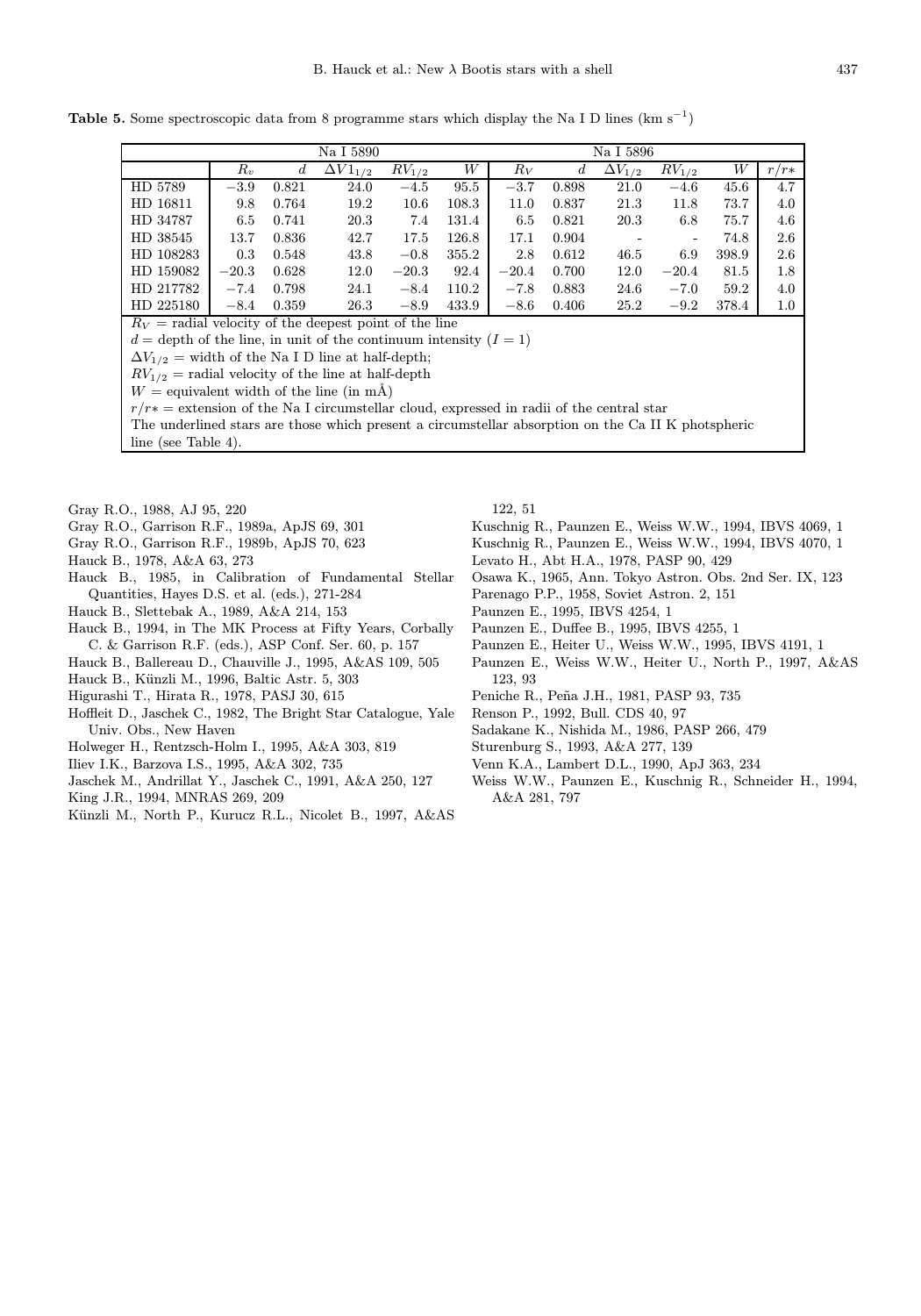**Table 5.** Some spectroscopic data from 8 programme stars which display the Na I D lines (km s$^{-1}$)

| | Na I 5890 | | | | | Na I 5896 | | | | | |
|---|---|---|---|---|---|---|---|---|---|---|---|
| | $R_v$ | $d$ | $\Delta V1_{1/2}$ | $RV_{1/2}$ | $W$ | $R_V$ | $d$ | $\Delta V_{1/2}$ | $RV_{1/2}$ | $W$ | $r/r*$ |
| HD 5789 | −3.9 | 0.821 | 24.0 | −4.5 | 95.5 | −3.7 | 0.898 | 21.0 | −4.6 | 45.6 | 4.7 |
| HD 16811 | 9.8 | 0.764 | 19.2 | 10.6 | 108.3 | 11.0 | 0.837 | 21.3 | 11.8 | 73.7 | 4.0 |
| HD 34787 | 6.5 | 0.741 | 20.3 | 7.4 | 131.4 | 6.5 | 0.821 | 20.3 | 6.8 | 75.7 | 4.6 |
| HD 38545 | 13.7 | 0.836 | 42.7 | 17.5 | 126.8 | 17.1 | 0.904 | - | - | 74.8 | 2.6 |
| HD 108283 | 0.3 | 0.548 | 43.8 | −0.8 | 355.2 | 2.8 | 0.612 | 46.5 | 6.9 | 398.9 | 2.6 |
| HD 159082 | −20.3 | 0.628 | 12.0 | −20.3 | 92.4 | −20.4 | 0.700 | 12.0 | −20.4 | 81.5 | 1.8 |
| HD 217782 | −7.4 | 0.798 | 24.1 | −8.4 | 110.2 | −7.8 | 0.883 | 24.6 | −7.0 | 59.2 | 4.0 |
| HD 225180 | −8.4 | 0.359 | 26.3 | −8.9 | 433.9 | −8.6 | 0.406 | 25.2 | −9.2 | 378.4 | 1.0 |

$R_V$ = radial velocity of the deepest point of the line
$d$ = depth of the line, in unit of the continuum intensity ($I = 1$)
$\Delta V_{1/2}$ = width of the Na I D line at half-depth;
$RV_{1/2}$ = radial velocity of the line at half-depth
$W$ = equivalent width of the line (in mÅ)
$r/r*$ = extension of the Na I circumstellar cloud, expressed in radii of the central star
The underlined stars are those which present a circumstellar absorption on the Ca II K photspheric line (see Table 4).

Gray R.O., 1988, AJ 95, 220
Gray R.O., Garrison R.F., 1989a, ApJS 69, 301
Gray R.O., Garrison R.F., 1989b, ApJS 70, 623
Hauck B., 1978, A&A 63, 273
Hauck B., 1985, in Calibration of Fundamental Stellar Quantities, Hayes D.S. et al. (eds.), 271-284
Hauck B., Slettebak A., 1989, A&A 214, 153
Hauck B., 1994, in The MK Process at Fifty Years, Corbally C. & Garrison R.F. (eds.), ASP Conf. Ser. 60, p. 157
Hauck B., Ballereau D., Chauville J., 1995, A&AS 109, 505
Hauck B., Künzli M., 1996, Baltic Astr. 5, 303
Higurashi T., Hirata R., 1978, PASJ 30, 615
Hoffleit D., Jaschek C., 1982, The Bright Star Catalogue, Yale Univ. Obs., New Haven
Holweger H., Rentzsch-Holm I., 1995, A&A 303, 819
Iliev I.K., Barzova I.S., 1995, A&A 302, 735
Jaschek M., Andrillat Y., Jaschek C., 1991, A&A 250, 127
King J.R., 1994, MNRAS 269, 209
Künzli M., North P., Kurucz R.L., Nicolet B., 1997, A&AS 122, 51
Kuschnig R., Paunzen E., Weiss W.W., 1994, IBVS 4069, 1
Kuschnig R., Paunzen E., Weiss W.W., 1994, IBVS 4070, 1
Levato H., Abt H.A., 1978, PASP 90, 429
Osawa K., 1965, Ann. Tokyo Astron. Obs. 2nd Ser. IX, 123
Parenago P.P., 1958, Soviet Astron. 2, 151
Paunzen E., 1995, IBVS 4254, 1
Paunzen E., Duffee B., 1995, IBVS 4255, 1
Paunzen E., Heiter U., Weiss W.W., 1995, IBVS 4191, 1
Paunzen E., Weiss W.W., Heiter U., North P., 1997, A&AS 123, 93
Peniche R., Peña J.H., 1981, PASP 93, 735
Renson P., 1992, Bull. CDS 40, 97
Sadakane K., Nishida M., 1986, PASP 266, 479
Sturenburg S., 1993, A&A 277, 139
Venn K.A., Lambert D.L., 1990, ApJ 363, 234
Weiss W.W., Paunzen E., Kuschnig R., Schneider H., 1994, A&A 281, 797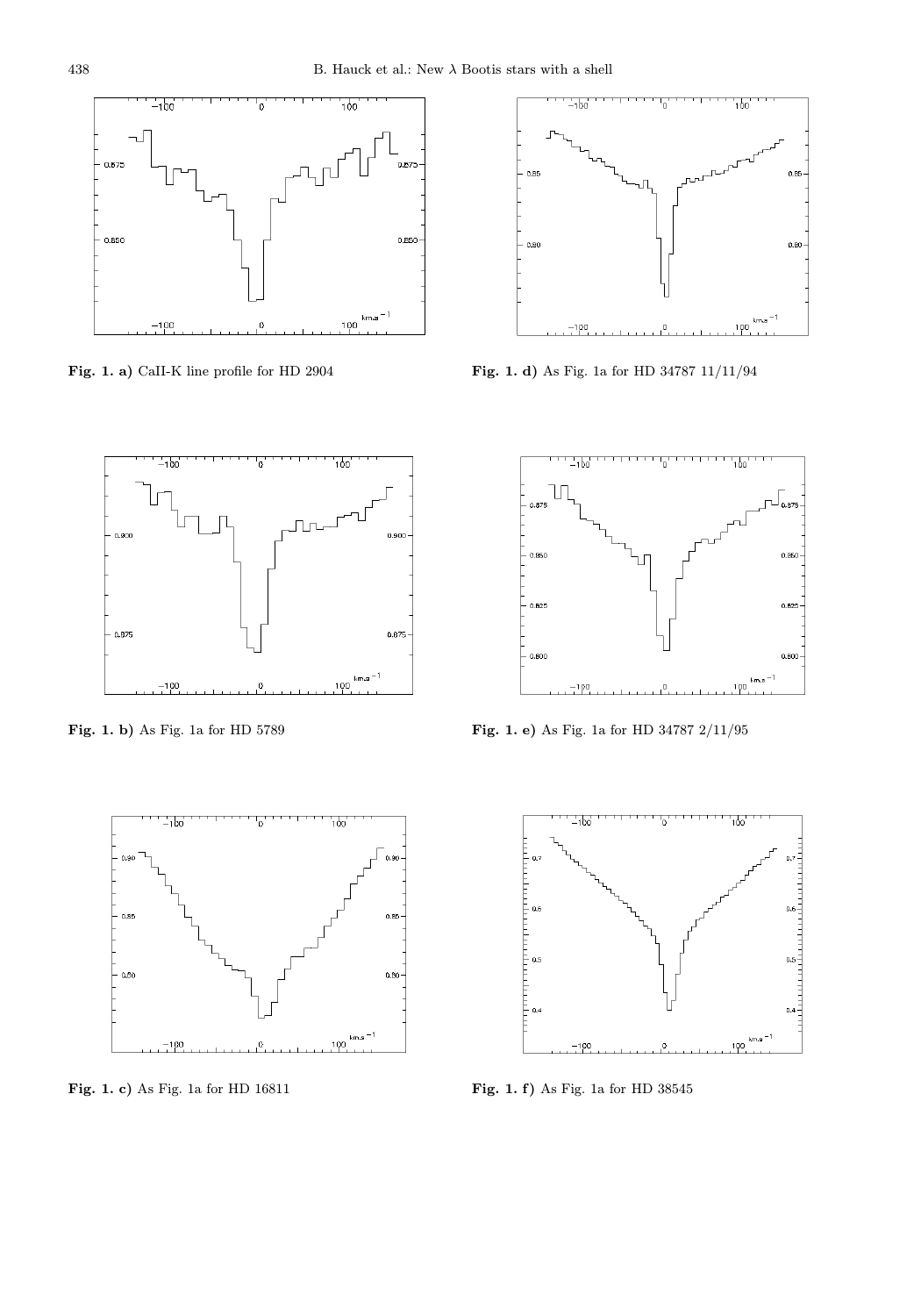**Fig. 1. a)** CaII-K line profile for HD 2904

**Fig. 1. b)** As Fig. 1a for HD 5789

**Fig. 1. c)** As Fig. 1a for HD 16811

**Fig. 1. d)** As Fig. 1a for HD 34787 11/11/94

**Fig. 1. e)** As Fig. 1a for HD 34787 2/11/95

**Fig. 1. f)** As Fig. 1a for HD 38545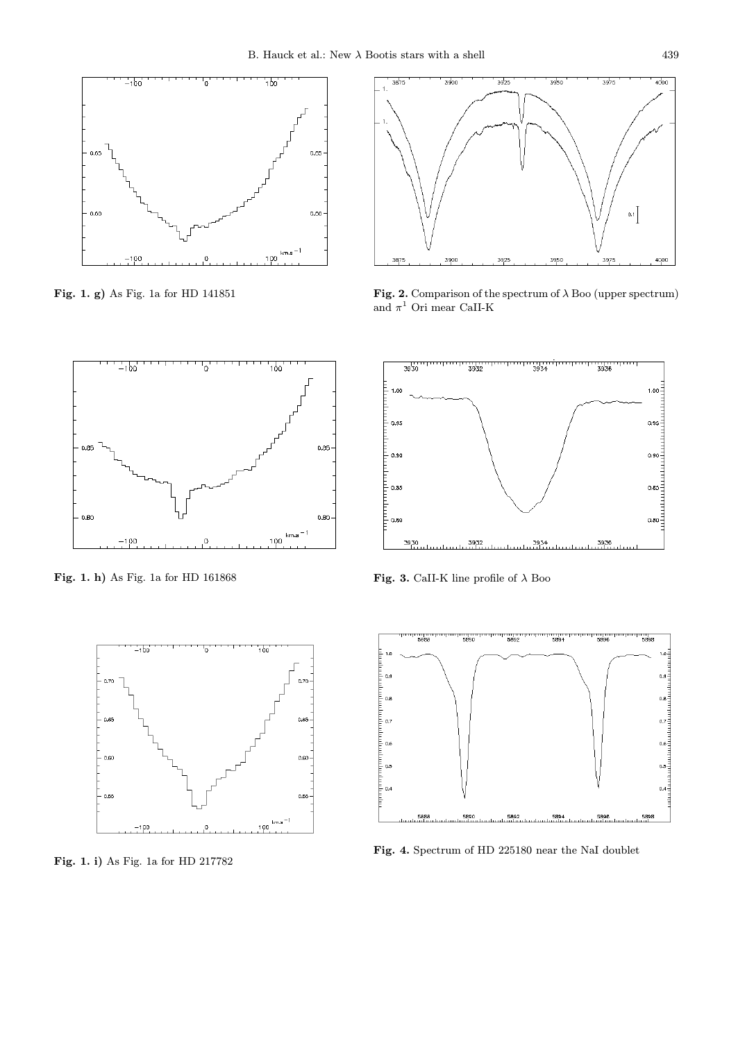−100 0 100

0.65 0.65

0.60 0.60

−100 0 100 km.s$^{-1}$

**Fig. 1. g)** As Fig. 1a for HD 141851

3875 3900 3925 3950 3975 4000

1.

1.

0.1

3875 3900 3925 3950 3975 4000

**Fig. 2.** Comparison of the spectrum of $\lambda$ Boo (upper spectrum) and $\pi^1$ Ori mear CaII-K

−100 0 100

0.65 0.65

0.60 0.60

−100 0 100 km.s$^{-1}$

**Fig. 1. h)** As Fig. 1a for HD 161868

3930 3932 3934 3936

1.00 1.00

0.95 0.95

0.90 0.90

0.85 0.85

0.80 0.80

3930 3932 3934 3936

**Fig. 3.** CaII-K line profile of $\lambda$ Boo

−100 0 100

0.70 0.70

0.65 0.65

0.60 0.60

0.55 0.55

−100 0 100 km.s$^{-1}$

**Fig. 1. i)** As Fig. 1a for HD 217782

5888 5890 5892 5894 5896 5898

1.0 1.0

0.9 0.9

0.8 0.8

0.7 0.7

0.6 0.6

0.5 0.5

0.4 0.4

5888 5890 5892 5894 5896 5898

**Fig. 4.** Spectrum of HD 225180 near the NaI doublet